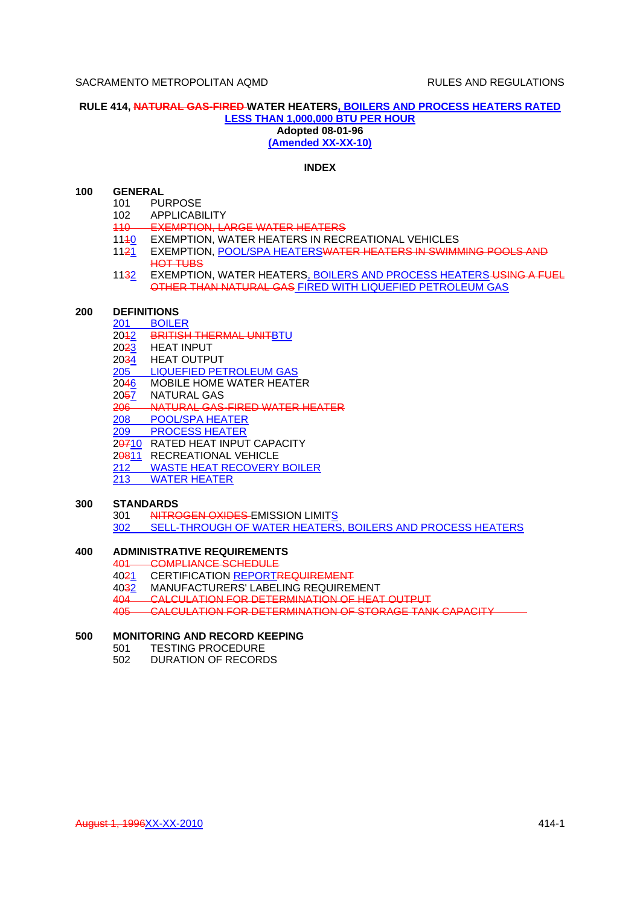# RULE 414, ~~NATURAL GAS-FIRED~~ WATER HEATERS, BOILERS AND PROCESS HEATERS RATED LESS THAN 1,000,000 BTU PER HOUR

**Adopted 08-01-96**

**(Amended XX-XX-10)**

## INDEX

**100 GENERAL**

- 101 PURPOSE
- 102 APPLICABILITY
- ~~110 EXEMPTION, LARGE WATER HEATERS~~
- 11~~1~~0 EXEMPTION, WATER HEATERS IN RECREATIONAL VEHICLES
- 11~~2~~1 EXEMPTION, POOL/SPA HEATERS~~WATER HEATERS IN SWIMMING POOLS AND HOT TUBS~~
- 11~~3~~2 EXEMPTION, WATER HEATERS, BOILERS AND PROCESS HEATERS ~~USING A FUEL OTHER THAN NATURAL GAS~~ FIRED WITH LIQUEFIED PETROLEUM GAS

**200 DEFINITIONS**

- 201 BOILER
- 20~~1~~2 ~~BRITISH THERMAL UNIT~~BTU
- 20~~2~~3 HEAT INPUT
- 20~~3~~4 HEAT OUTPUT
- 205 LIQUEFIED PETROLEUM GAS
- 20~~4~~6 MOBILE HOME WATER HEATER
- 20~~5~~7 NATURAL GAS
- ~~206 NATURAL GAS-FIRED WATER HEATER~~
- 208 POOL/SPA HEATER
- 209 PROCESS HEATER
- 2~~07~~10 RATED HEAT INPUT CAPACITY
- 2~~08~~11 RECREATIONAL VEHICLE
- 212 WASTE HEAT RECOVERY BOILER
- 213 WATER HEATER

**300 STANDARDS**

- 301 ~~NITROGEN OXIDES~~ EMISSION LIMITS
- 302 SELL-THROUGH OF WATER HEATERS, BOILERS AND PROCESS HEATERS

**400 ADMINISTRATIVE REQUIREMENTS**

- ~~401 COMPLIANCE SCHEDULE~~
- 40~~2~~1 CERTIFICATION REPORT~~REQUIREMENT~~
- 40~~3~~2 MANUFACTURERS' LABELING REQUIREMENT
- ~~404 CALCULATION FOR DETERMINATION OF HEAT OUTPUT~~
- ~~405 CALCULATION FOR DETERMINATION OF STORAGE TANK CAPACITY~~

**500 MONITORING AND RECORD KEEPING**

- 501 TESTING PROCEDURE
- 502 DURATION OF RECORDS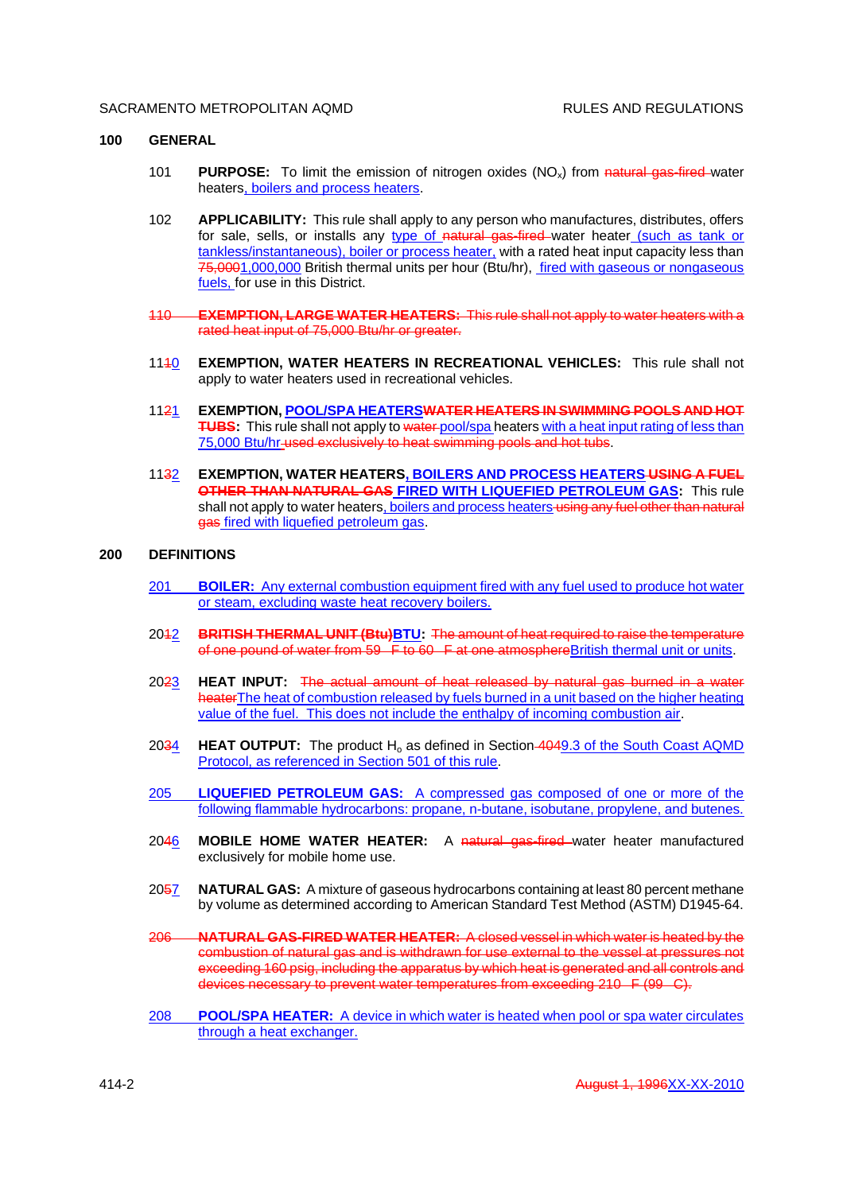## 100 GENERAL

101 **PURPOSE:** To limit the emission of nitrogen oxides ($NO_x$) from ~~natural gas-fired~~ water heaters, boilers and process heaters.

102 **APPLICABILITY:** This rule shall apply to any person who manufactures, distributes, offers for sale, sells, or installs any type of ~~natural gas-fired~~ water heater (such as tank or tankless/instantaneous), boiler or process heater, with a rated heat input capacity less than ~~75,000~~1,000,000 British thermal units per hour (Btu/hr), fired with gaseous or nongaseous fuels, for use in this District.

~~110 **EXEMPTION, LARGE WATER HEATERS:** This rule shall not apply to water heaters with a rated heat input of 75,000 Btu/hr or greater.~~

11~~1~~0 **EXEMPTION, WATER HEATERS IN RECREATIONAL VEHICLES:** This rule shall not apply to water heaters used in recreational vehicles.

11~~2~~1 **EXEMPTION, POOL/SPA HEATERS~~WATER HEATERS IN SWIMMING POOLS AND HOT TUBS~~:** This rule shall not apply to ~~water~~ pool/spa heaters with a heat input rating of less than 75,000 Btu/hr ~~used exclusively to heat swimming pools and hot tubs~~.

11~~3~~2 **EXEMPTION, WATER HEATERS, BOILERS AND PROCESS HEATERS ~~USING A FUEL OTHER THAN NATURAL GAS~~ FIRED WITH LIQUEFIED PETROLEUM GAS:** This rule shall not apply to water heaters, boilers and process heaters ~~using any fuel other than natural gas~~ fired with liquefied petroleum gas.

## 200 DEFINITIONS

201 **BOILER:** Any external combustion equipment fired with any fuel used to produce hot water or steam, excluding waste heat recovery boilers.

20~~1~~2 **~~BRITISH THERMAL UNIT (Btu)~~BTU:** ~~The amount of heat required to raise the temperature of one pound of water from 59 F to 60 F at one atmosphere~~British thermal unit or units.

20~~2~~3 **HEAT INPUT:** ~~The actual amount of heat released by natural gas burned in a water heater~~The heat of combustion released by fuels burned in a unit based on the higher heating value of the fuel. This does not include the enthalpy of incoming combustion air.

20~~3~~4 **HEAT OUTPUT:** The product $H_o$ as defined in Section ~~404~~9.3 of the South Coast AQMD Protocol, as referenced in Section 501 of this rule.

205 **LIQUEFIED PETROLEUM GAS:** A compressed gas composed of one or more of the following flammable hydrocarbons: propane, n-butane, isobutane, propylene, and butenes.

20~~4~~6 **MOBILE HOME WATER HEATER:** A ~~natural gas-fired~~ water heater manufactured exclusively for mobile home use.

20~~5~~7 **NATURAL GAS:** A mixture of gaseous hydrocarbons containing at least 80 percent methane by volume as determined according to American Standard Test Method (ASTM) D1945-64.

~~206 **NATURAL GAS-FIRED WATER HEATER:** A closed vessel in which water is heated by the combustion of natural gas and is withdrawn for use external to the vessel at pressures not exceeding 160 psig, including the apparatus by which heat is generated and all controls and devices necessary to prevent water temperatures from exceeding 210 F (99 C).~~

208 **POOL/SPA HEATER:** A device in which water is heated when pool or spa water circulates through a heat exchanger.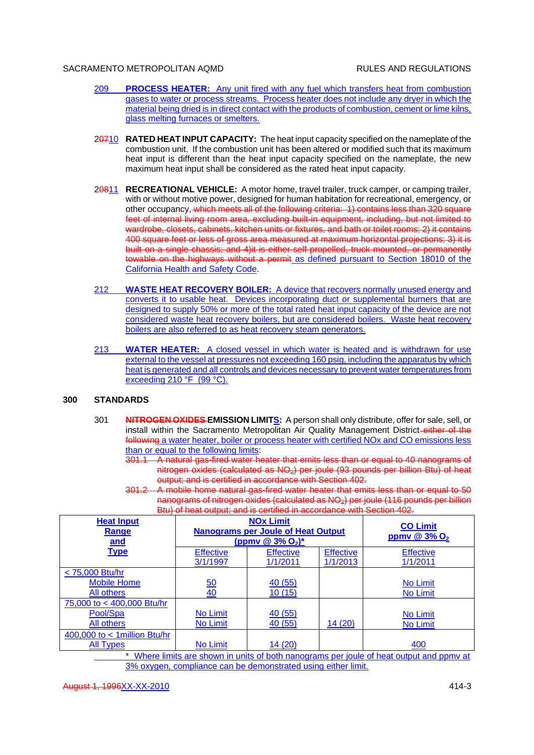209 **PROCESS HEATER:** Any unit fired with any fuel which transfers heat from combustion gases to water or process streams. Process heater does not include any dryer in which the material being dried is in direct contact with the products of combustion, cement or lime kilns, glass melting furnaces or smelters.

2~~07~~10 **RATED HEAT INPUT CAPACITY:** The heat input capacity specified on the nameplate of the combustion unit. If the combustion unit has been altered or modified such that its maximum heat input is different than the heat input capacity specified on the nameplate, the new maximum heat input shall be considered as the rated heat input capacity.

2~~08~~11 **RECREATIONAL VEHICLE:** A motor home, travel trailer, truck camper, or camping trailer, with or without motive power, designed for human habitation for recreational, emergency, or other occupancy, ~~which meets all of the following criteria: 1) contains less than 320 square feet of internal living room area, excluding built-in equipment, including, but not limited to wardrobe, closets, cabinets, kitchen units or fixtures, and bath or toilet rooms; 2) it contains 400 square feet or less of gross area measured at maximum horizontal projections; 3) it is built on a single chassis; and 4)it is either self propelled, truck mounted, or permanently towable on the highways without a permit~~ as defined pursuant to Section 18010 of the California Health and Safety Code.

212 **WASTE HEAT RECOVERY BOILER:** A device that recovers normally unused energy and converts it to usable heat. Devices incorporating duct or supplemental burners that are designed to supply 50% or more of the total rated heat input capacity of the device are not considered waste heat recovery boilers, but are considered boilers. Waste heat recovery boilers are also referred to as heat recovery steam generators.

213 **WATER HEATER:** A closed vessel in which water is heated and is withdrawn for use external to the vessel at pressures not exceeding 160 psig, including the apparatus by which heat is generated and all controls and devices necessary to prevent water temperatures from exceeding 210 °F (99 °C).

## 300 STANDARDS

301 **~~NITROGEN OXIDES~~ EMISSION LIMITS:** A person shall only distribute, offer for sale, sell, or install within the Sacramento Metropolitan Air Quality Management District ~~either of the following~~ a water heater, boiler or process heater with certified NOx and CO emissions less than or equal to the following limits:

~~301.1 A natural gas-fired water heater that emits less than or equal to 40 nanograms of nitrogen oxides (calculated as $NO_2$) per joule (93 pounds per billion Btu) of heat output; and is certified in accordance with Section 402.~~

~~301.2 A mobile home natural gas-fired water heater that emits less than or equal to 50 nanograms of nitrogen oxides (calculated as $NO_2$) per joule (116 pounds per billion Btu) of heat output; and is certified in accordance with Section 402.~~

| Heat Input Range and Type | NOx Limit Nanograms per Joule of Heat Output (ppmv @ 3% $O_2$)* | | | CO Limit ppmv @ 3% $O_2$ |
|---|---|---|---|---|
| | Effective 3/1/1997 | Effective 1/1/2011 | Effective 1/1/2013 | Effective 1/1/2011 |
| < 75,000 Btu/hr | | | | |
| Mobile Home | 50 | 40 (55) | | No Limit |
| All others | 40 | 10 (15) | | No Limit |
| 75,000 to < 400,000 Btu/hr | | | | |
| Pool/Spa | No Limit | 40 (55) | | No Limit |
| All others | No Limit | 40 (55) | 14 (20) | No Limit |
| 400,000 to < 1million Btu/hr | | | | |
| All Types | No Limit | 14 (20) | | 400 |

\* Where limits are shown in units of both nanograms per joule of heat output and ppmv at 3% oxygen, compliance can be demonstrated using either limit.

~~August 1, 1996~~XX-XX-2010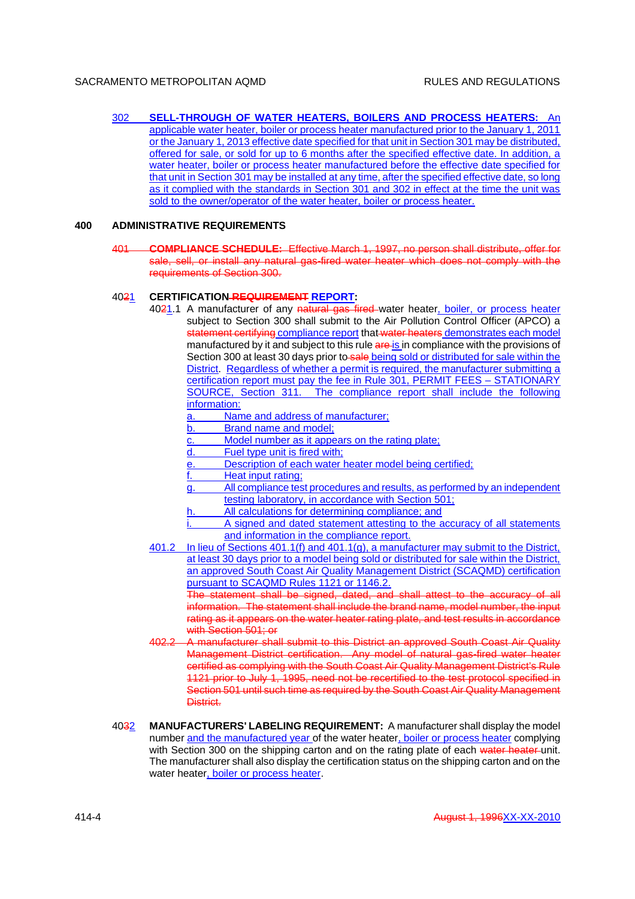302 **SELL-THROUGH OF WATER HEATERS, BOILERS AND PROCESS HEATERS:** An applicable water heater, boiler or process heater manufactured prior to the January 1, 2011 or the January 1, 2013 effective date specified for that unit in Section 301 may be distributed, offered for sale, or sold for up to 6 months after the specified effective date. In addition, a water heater, boiler or process heater manufactured before the effective date specified for that unit in Section 301 may be installed at any time, after the specified effective date, so long as it complied with the standards in Section 301 and 302 in effect at the time the unit was sold to the owner/operator of the water heater, boiler or process heater.

## 400 ADMINISTRATIVE REQUIREMENTS

~~401 **COMPLIANCE SCHEDULE:** Effective March 1, 1997, no person shall distribute, offer for sale, sell, or install any natural gas-fired water heater which does not comply with the requirements of Section 300.~~

40~~2~~1 **CERTIFICATION ~~REQUIREMENT~~ REPORT:**

40~~2~~1.1 A manufacturer of any ~~natural gas-fired~~ water heater, boiler, or process heater subject to Section 300 shall submit to the Air Pollution Control Officer (APCO) a ~~statement certifying~~ compliance report that ~~water heaters~~ demonstrates each model manufactured by it and subject to this rule ~~are~~ is in compliance with the provisions of Section 300 at least 30 days prior to ~~sale~~ being sold or distributed for sale within the District. Regardless of whether a permit is required, the manufacturer submitting a certification report must pay the fee in Rule 301, PERMIT FEES – STATIONARY SOURCE, Section 311. The compliance report shall include the following information:

a. Name and address of manufacturer;
b. Brand name and model;
c. Model number as it appears on the rating plate;
d. Fuel type unit is fired with;
e. Description of each water heater model being certified;
f. Heat input rating;
g. All compliance test procedures and results, as performed by an independent testing laboratory, in accordance with Section 501;
h. All calculations for determining compliance; and
i. A signed and dated statement attesting to the accuracy of all statements and information in the compliance report.

401.2 In lieu of Sections 401.1(f) and 401.1(g), a manufacturer may submit to the District, at least 30 days prior to a model being sold or distributed for sale within the District, an approved South Coast Air Quality Management District (SCAQMD) certification pursuant to SCAQMD Rules 1121 or 1146.2.

~~The statement shall be signed, dated, and shall attest to the accuracy of all information. The statement shall include the brand name, model number, the input rating as it appears on the water heater rating plate, and test results in accordance with Section 501; or~~

~~402.2 A manufacturer shall submit to this District an approved South Coast Air Quality Management District certification. Any model of natural gas-fired water heater certified as complying with the South Coast Air Quality Management District's Rule 1121 prior to July 1, 1995, need not be recertified to the test protocol specified in Section 501 until such time as required by the South Coast Air Quality Management District.~~

40~~3~~2 **MANUFACTURERS' LABELING REQUIREMENT:** A manufacturer shall display the model number and the manufactured year of the water heater, boiler or process heater complying with Section 300 on the shipping carton and on the rating plate of each ~~water heater~~ unit. The manufacturer shall also display the certification status on the shipping carton and on the water heater, boiler or process heater.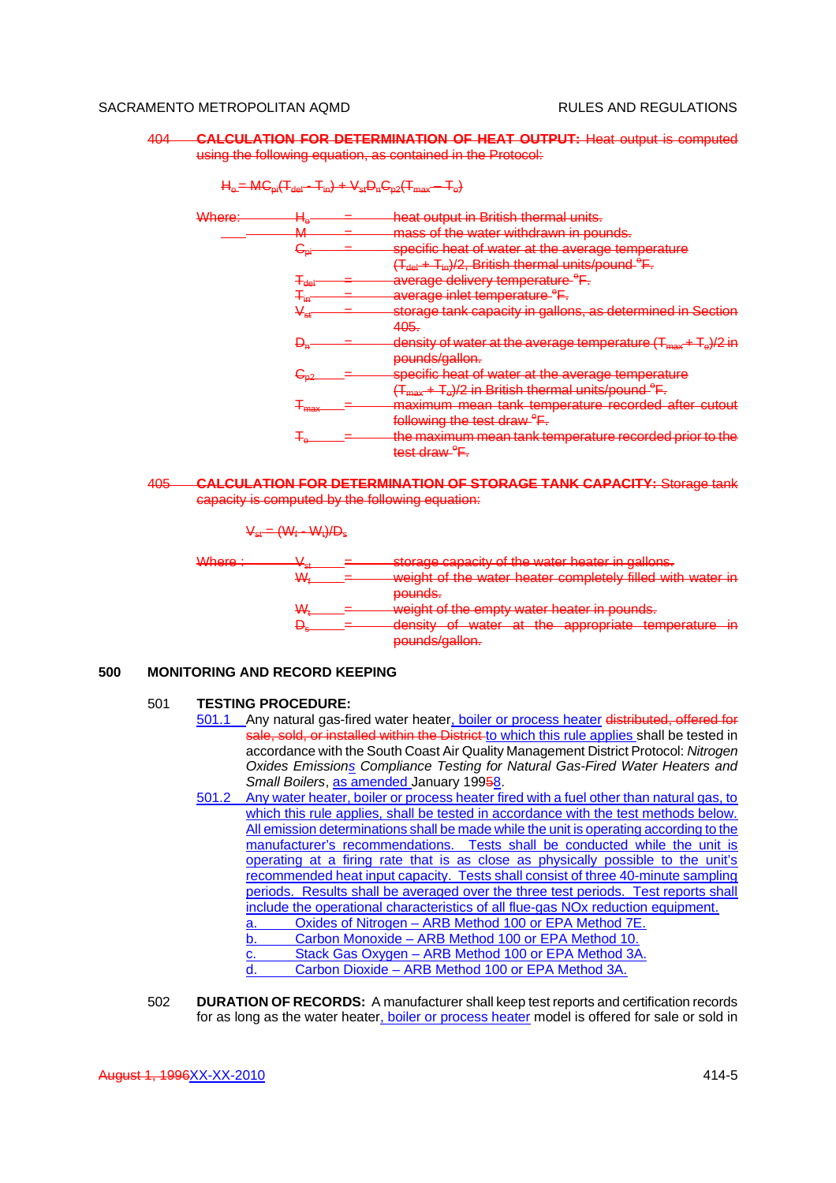~~404 CALCULATION FOR DETERMINATION OF HEAT OUTPUT: Heat output is computed using the following equation, as contained in the Protocol:~~

~~$H_o = MC_{p1}(T_{del} - T_{in}) + V_{st}D_nC_{p2}(T_{max} - T_o)$~~

| | | | |
|---|---|---|---|
| ~~Where:~~ | ~~$H_o$~~ | ~~=~~ | ~~heat output in British thermal units.~~ |
| | ~~$M$~~ | ~~=~~ | ~~mass of the water withdrawn in pounds.~~ |
| | ~~$C_{p1}$~~ | ~~=~~ | ~~specific heat of water at the average temperature $(T_{del} + T_{in})/2$, British thermal units/pound °F.~~ |
| | ~~$T_{del}$~~ | ~~=~~ | ~~average delivery temperature °F.~~ |
| | ~~$T_{in}$~~ | ~~=~~ | ~~average inlet temperature °F.~~ |
| | ~~$V_{st}$~~ | ~~=~~ | ~~storage tank capacity in gallons, as determined in Section 405.~~ |
| | ~~$D_n$~~ | ~~=~~ | ~~density of water at the average temperature $(T_{max} + T_o)/2$ in pounds/gallon.~~ |
| | ~~$C_{p2}$~~ | ~~=~~ | ~~specific heat of water at the average temperature $(T_{max} + T_o)/2$ in British thermal units/pound °F.~~ |
| | ~~$T_{max}$~~ | ~~=~~ | ~~maximum mean tank temperature recorded after cutout following the test draw °F.~~ |
| | ~~$T_o$~~ | ~~=~~ | ~~the maximum mean tank temperature recorded prior to the test draw °F.~~ |

~~405 CALCULATION FOR DETERMINATION OF STORAGE TANK CAPACITY: Storage tank capacity is computed by the following equation:~~

~~$V_{st} = (W_f - W_t)/D_s$~~

| | | | |
|---|---|---|---|
| ~~Where :~~ | ~~$V_{st}$~~ | ~~=~~ | ~~storage capacity of the water heater in gallons.~~ |
| | ~~$W_f$~~ | ~~=~~ | ~~weight of the water heater completely filled with water in pounds.~~ |
| | ~~$W_t$~~ | ~~=~~ | ~~weight of the empty water heater in pounds.~~ |
| | ~~$D_s$~~ | ~~=~~ | ~~density of water at the appropriate temperature in pounds/gallon.~~ |

## 500 MONITORING AND RECORD KEEPING

501 **TESTING PROCEDURE:**

501.1 Any natural gas-fired water heater, boiler or process heater ~~distributed, offered for sale, sold, or installed within the District~~ to which this rule applies shall be tested in accordance with the South Coast Air Quality Management District Protocol: *Nitrogen Oxides Emissions Compliance Testing for Natural Gas-Fired Water Heaters and Small Boilers*, as amended January 199~~5~~8.

501.2 Any water heater, boiler or process heater fired with a fuel other than natural gas, to which this rule applies, shall be tested in accordance with the test methods below. All emission determinations shall be made while the unit is operating according to the manufacturer's recommendations. Tests shall be conducted while the unit is operating at a firing rate that is as close as physically possible to the unit's recommended heat input capacity. Tests shall consist of three 40-minute sampling periods. Results shall be averaged over the three test periods. Test reports shall include the operational characteristics of all flue-gas NOx reduction equipment.

a. Oxides of Nitrogen – ARB Method 100 or EPA Method 7E.
b. Carbon Monoxide – ARB Method 100 or EPA Method 10.
c. Stack Gas Oxygen – ARB Method 100 or EPA Method 3A.
d. Carbon Dioxide – ARB Method 100 or EPA Method 3A.

502 **DURATION OF RECORDS:** A manufacturer shall keep test reports and certification records for as long as the water heater, boiler or process heater model is offered for sale or sold in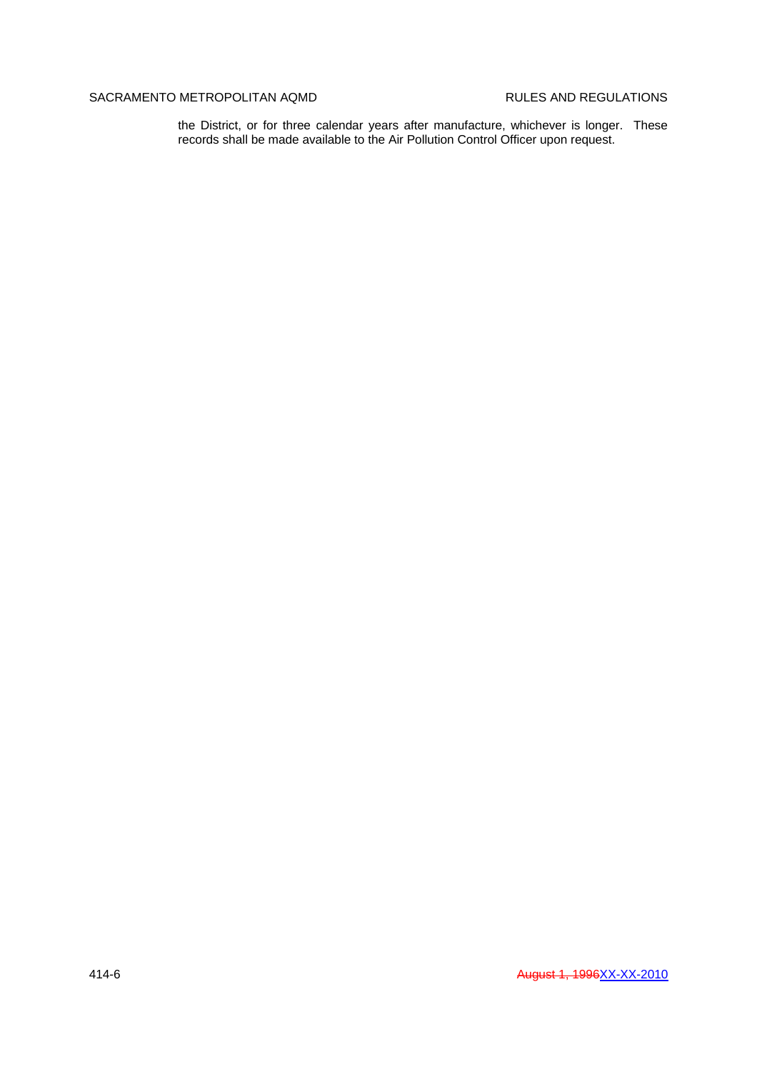the District, or for three calendar years after manufacture, whichever is longer. These records shall be made available to the Air Pollution Control Officer upon request.